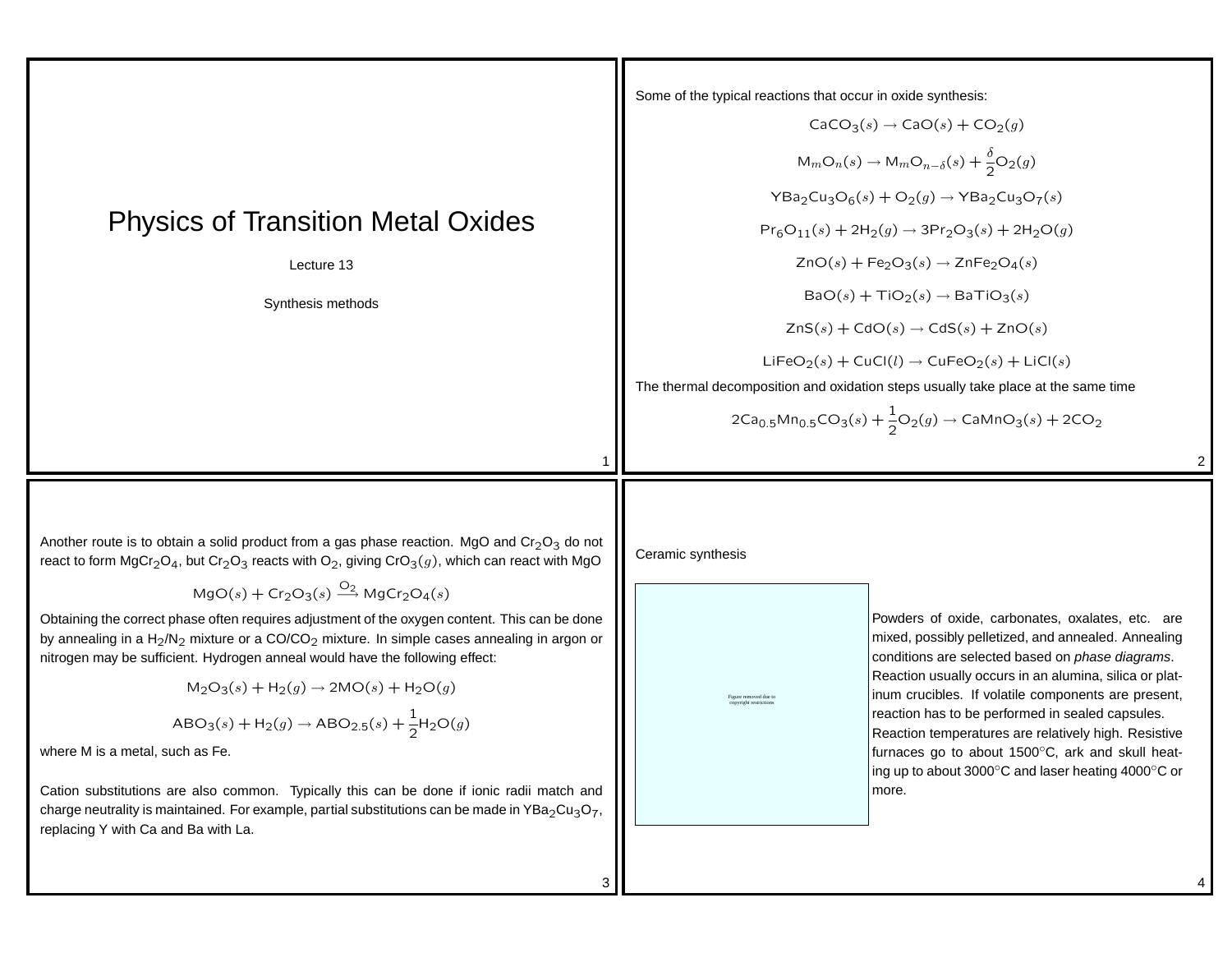# Physics of Transition Metal Oxides

Lecture 13

Synthesis methods

Some of the typical reactions that occur in oxide synthesis:

$$CaCO_3(s) \rightarrow CaO(s) + CO_2(g)$$

$$M_mO_n(s) \rightarrow M_mO_{n-\delta}(s) + \frac{\delta}{2}O_2(g)$$

$$YBa_2Cu_3O_6(s) + O_2(g) \rightarrow YBa_2Cu_3O_7(s)$$

$$Pr_6O_{11}(s) + 2H_2(g) \rightarrow 3Pr_2O_3(s) + 2H_2O(g)$$

$$ZnO(s) + Fe_2O_3(s) \rightarrow ZnFe_2O_4(s)$$

$$BaO(s) + TiO_2(s) \rightarrow BaTiO_3(s)$$

$$ZnS(s) + CdO(s) \rightarrow CdS(s) + ZnO(s)$$

$$LiFeO_2(s) + CuCl(l) \rightarrow CuFeO_2(s) + LiCl(s)$$

The thermal decomposition and oxidation steps usually take place at the same time

$$2Ca_{0.5}Mn_{0.5}CO_3(s) + \frac{1}{2}O_2(g) \rightarrow CaMnO_3(s) + 2CO_2$$

Another route is to obtain a solid product from a gas phase reaction. MgO and $Cr_2O_3$ do not react to form $MgCr_2O_4$, but $Cr_2O_3$ reacts with $O_2$, giving $CrO_3(g)$, which can react with MgO

$$MgO(s) + Cr_2O_3(s) \xrightarrow{O_2} MgCr_2O_4(s)$$

Obtaining the correct phase often requires adjustment of the oxygen content. This can be done by annealing in a $H_2/N_2$ mixture or a $CO/CO_2$ mixture. In simple cases annealing in argon or nitrogen may be sufficient. Hydrogen anneal would have the following effect:

$$M_2O_3(s) + H_2(g) \rightarrow 2MO(s) + H_2O(g)$$

$$ABO_3(s) + H_2(g) \rightarrow ABO_{2.5}(s) + \frac{1}{2}H_2O(g)$$

where M is a metal, such as Fe.

Cation substitutions are also common. Typically this can be done if ionic radii match and charge neutrality is maintained. For example, partial substitutions can be made in $YBa_2Cu_3O_7$, replacing Y with Ca and Ba with La.

Ceramic synthesis

Figure removed due to copyright restrictions

Powders of oxide, carbonates, oxalates, etc. are mixed, possibly pelletized, and annealed. Annealing conditions are selected based on *phase diagrams*. Reaction usually occurs in an alumina, silica or platinum crucibles. If volatile components are present, reaction has to be performed in sealed capsules. Reaction temperatures are relatively high. Resistive furnaces go to about 1500°C, ark and skull heating up to about 3000°C and laser heating 4000°C or more.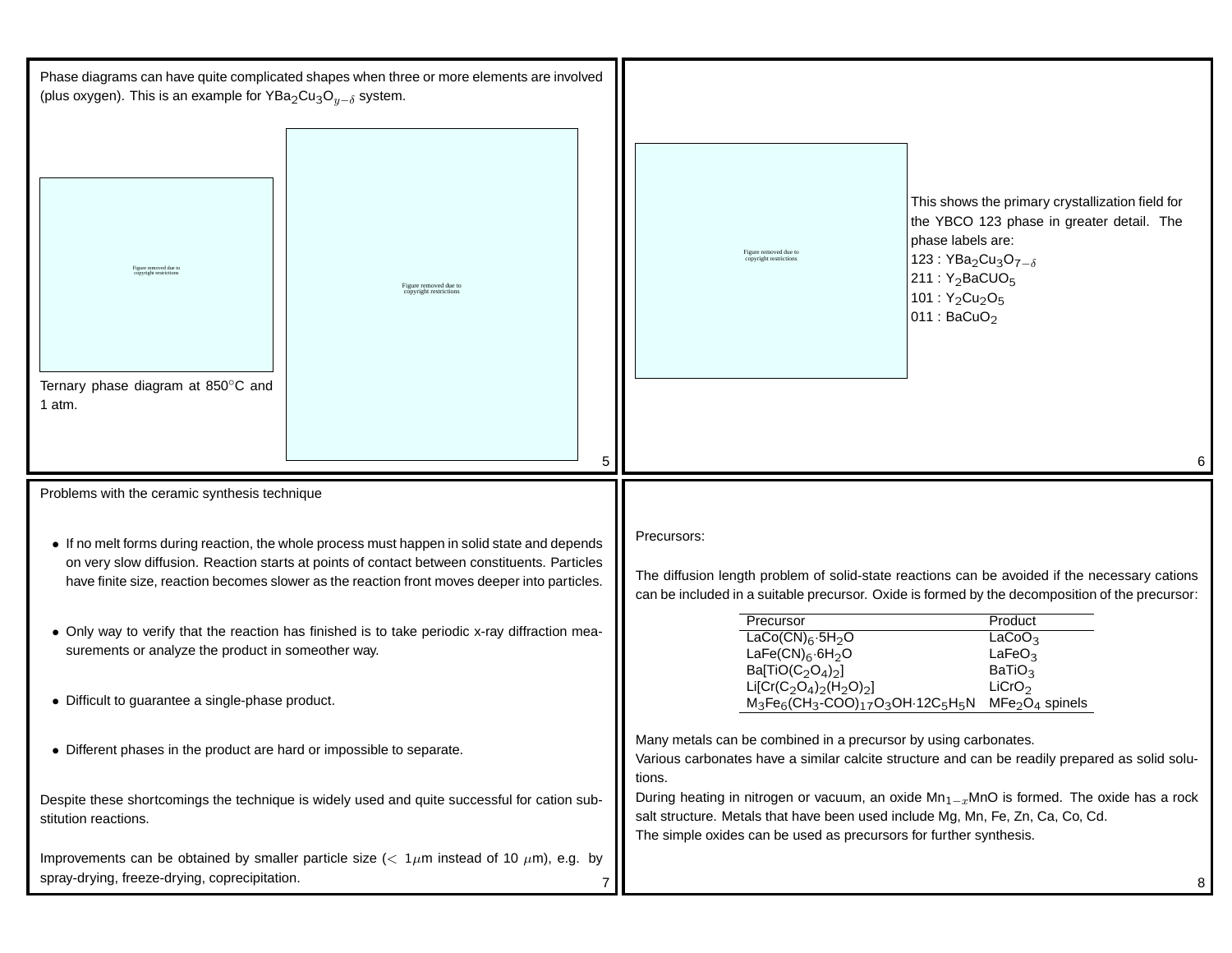Phase diagrams can have quite complicated shapes when three or more elements are involved (plus oxygen). This is an example for $YBa_2Cu_3O_{y-\delta}$ system.

Figure removed due to copyright restrictions

Figure removed due to copyright restrictions

Ternary phase diagram at 850°C and 1 atm.

Figure removed due to copyright restrictions

This shows the primary crystallization field for the YBCO 123 phase in greater detail. The phase labels are:
123 : $YBa_2Cu_3O_{7-\delta}$
211 : $Y_2BaCUO_5$
101 : $Y_2Cu_2O_5$
011 : $BaCuO_2$

Problems with the ceramic synthesis technique

- If no melt forms during reaction, the whole process must happen in solid state and depends on very slow diffusion. Reaction starts at points of contact between constituents. Particles have finite size, reaction becomes slower as the reaction front moves deeper into particles.
- Only way to verify that the reaction has finished is to take periodic x-ray diffraction measurements or analyze the product in someother way.
- Difficult to guarantee a single-phase product.
- Different phases in the product are hard or impossible to separate.

Despite these shortcomings the technique is widely used and quite successful for cation substitution reactions.

Improvements can be obtained by smaller particle size ($< 1\mu$m instead of 10 $\mu$m), e.g. by spray-drying, freeze-drying, coprecipitation.

Precursors:

The diffusion length problem of solid-state reactions can be avoided if the necessary cations can be included in a suitable precursor. Oxide is formed by the decomposition of the precursor:

| Precursor | Product |
|---|---|
| $LaCo(CN)_6 \cdot 5H_2O$ | $LaCoO_3$ |
| $LaFe(CN)_6 \cdot 6H_2O$ | $LaFeO_3$ |
| $Ba[TiO(C_2O_4)_2]$ | $BaTiO_3$ |
| $Li[Cr(C_2O_4)_2(H_2O)_2]$ | $LiCrO_2$ |
| $M_3Fe_6(CH_3\text{-}COO)_{17}O_3OH \cdot 12C_5H_5N$ | $MFe_2O_4$ spinels |

Many metals can be combined in a precursor by using carbonates.
Various carbonates have a similar calcite structure and can be readily prepared as solid solutions.
During heating in nitrogen or vacuum, an oxide $Mn_{1-x}MnO$ is formed. The oxide has a rock salt structure. Metals that have been used include Mg, Mn, Fe, Zn, Ca, Co, Cd.
The simple oxides can be used as precursors for further synthesis.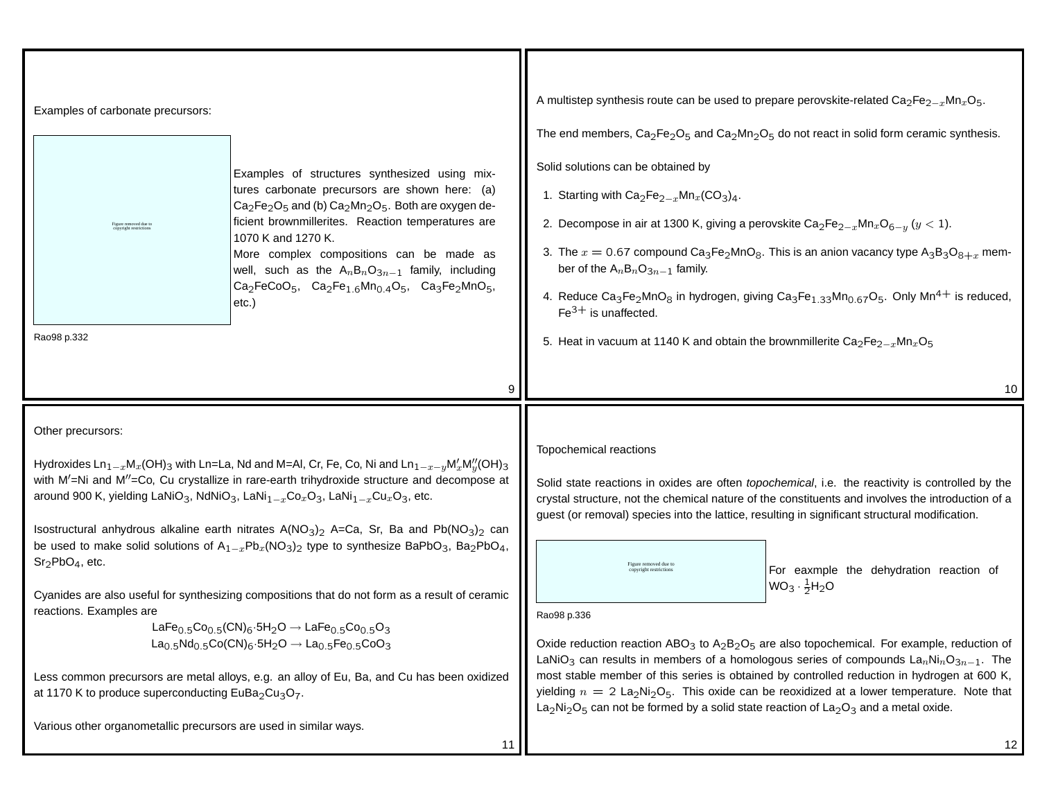Examples of carbonate precursors:

Figure removed due to copyright restrictions

Rao98 p.332

Examples of structures synthesized using mixtures carbonate precursors are shown here: (a) $Ca_2Fe_2O_5$ and (b) $Ca_2Mn_2O_5$. Both are oxygen deficient brownmillerites. Reaction temperatures are 1070 K and 1270 K.
More complex compositions can be made as well, such as the $A_nB_nO_{3n-1}$ family, including $Ca_2FeCoO_5$, $Ca_2Fe_{1.6}Mn_{0.4}O_5$, $Ca_3Fe_2MnO_5$, etc.)

A multistep synthesis route can be used to prepare perovskite-related $Ca_2Fe_{2-x}Mn_xO_5$.

The end members, $Ca_2Fe_2O_5$ and $Ca_2Mn_2O_5$ do not react in solid form ceramic synthesis.

Solid solutions can be obtained by

1. Starting with $Ca_2Fe_{2-x}Mn_x(CO_3)_4$.
2. Decompose in air at 1300 K, giving a perovskite $Ca_2Fe_{2-x}Mn_xO_{6-y}$ ($y < 1$).
3. The $x = 0.67$ compound $Ca_3Fe_2MnO_8$. This is an anion vacancy type $A_3B_3O_{8+x}$ member of the $A_nB_nO_{3n-1}$ family.
4. Reduce $Ca_3Fe_2MnO_8$ in hydrogen, giving $Ca_3Fe_{1.33}Mn_{0.67}O_5$. Only $Mn^{4+}$ is reduced, $Fe^{3+}$ is unaffected.
5. Heat in vacuum at 1140 K and obtain the brownmillerite $Ca_2Fe_{2-x}Mn_xO_5$

Other precursors:

Hydroxides $Ln_{1-x}M_x(OH)_3$ with Ln=La, Nd and M=Al, Cr, Fe, Co, Ni and $Ln_{1-x-y}M'_xM''_y(OH)_3$ with M′=Ni and M″=Co, Cu crystallize in rare-earth trihydroxide structure and decompose at around 900 K, yielding $LaNiO_3$, $NdNiO_3$, $LaNi_{1-x}Co_xO_3$, $LaNi_{1-x}Cu_xO_3$, etc.

Isostructural anhydrous alkaline earth nitrates $A(NO_3)_2$ A=Ca, Sr, Ba and $Pb(NO_3)_2$ can be used to make solid solutions of $A_{1-x}Pb_x(NO_3)_2$ type to synthesize $BaPbO_3$, $Ba_2PbO_4$, $Sr_2PbO_4$, etc.

Cyanides are also useful for synthesizing compositions that do not form as a result of ceramic reactions. Examples are

$$LaFe_{0.5}Co_{0.5}(CN)_6 \cdot 5H_2O \rightarrow LaFe_{0.5}Co_{0.5}O_3$$
$$La_{0.5}Nd_{0.5}Co(CN)_6 \cdot 5H_2O \rightarrow La_{0.5}Fe_{0.5}CoO_3$$

Less common precursors are metal alloys, e.g. an alloy of Eu, Ba, and Cu has been oxidized at 1170 K to produce superconducting $EuBa_2Cu_3O_7$.

Various other organometallic precursors are used in similar ways.

Topochemical reactions

Solid state reactions in oxides are often *topochemical*, i.e. the reactivity is controlled by the crystal structure, not the chemical nature of the constituents and involves the introduction of a guest (or removal) species into the lattice, resulting in significant structural modification.

Figure removed due to copyright restrictions

Rao98 p.336

For eaxmple the dehydration reaction of $WO_3 \cdot \frac{1}{2}H_2O$

Oxide reduction reaction $ABO_3$ to $A_2B_2O_5$ are also topochemical. For example, reduction of $LaNiO_3$ can results in members of a homologous series of compounds $La_nNi_nO_{3n-1}$. The most stable member of this series is obtained by controlled reduction in hydrogen at 600 K, yielding $n = 2$ $La_2Ni_2O_5$. This oxide can be reoxidized at a lower temperature. Note that $La_2Ni_2O_5$ can not be formed by a solid state reaction of $La_2O_3$ and a metal oxide.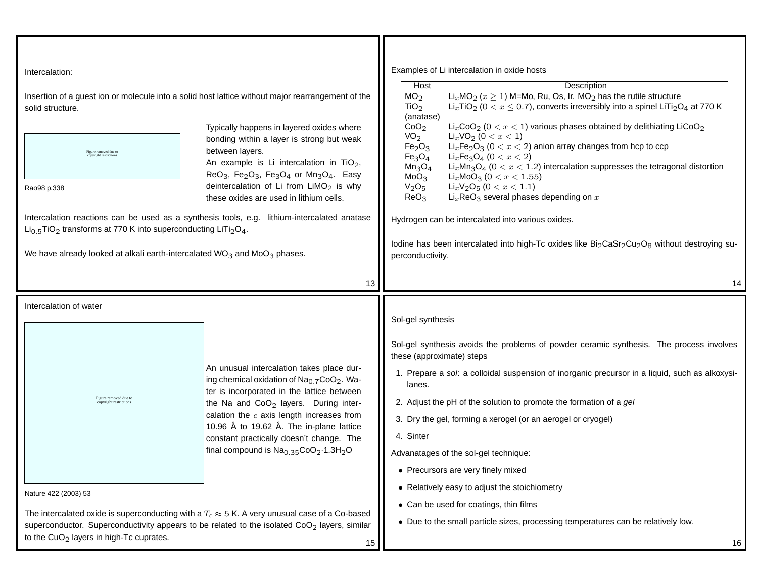## Intercalation:

Insertion of a guest ion or molecule into a solid host lattice without major rearrangement of the solid structure.

Figure removed due to copyright restrictions

Rao98 p.338

Typically happens in layered oxides where bonding within a layer is strong but weak between layers.
An example is Li intercalation in $TiO_2$, $ReO_3$, $Fe_2O_3$, $Fe_3O_4$ or $Mn_3O_4$. Easy deintercalation of Li from $LiMO_2$ is why these oxides are used in lithium cells.

Intercalation reactions can be used as a synthesis tools, e.g. lithium-intercalated anatase $Li_{0.5}TiO_2$ transforms at 770 K into superconducting $LiTi_2O_4$.

We have already looked at alkali earth-intercalated $WO_3$ and $MoO_3$ phases.

## Examples of Li intercalation in oxide hosts

| Host | Description |
|---|---|
| $MO_2$ | $Li_xMO_2$ ($x \geq 1$) M=Mo, Ru, Os, Ir. $MO_2$ has the rutile structure |
| $TiO_2$ (anatase) | $Li_xTiO_2$ ($0 < x \leq 0.7$), converts irreversibly into a spinel $LiTi_2O_4$ at 770 K |
| $CoO_2$ | $Li_xCoO_2$ ($0 < x < 1$) various phases obtained by delithiating $LiCoO_2$ |
| $VO_2$ | $Li_xVO_2$ ($0 < x < 1$) |
| $Fe_2O_3$ | $Li_xFe_2O_3$ ($0 < x < 2$) anion array changes from hcp to ccp |
| $Fe_3O_4$ | $Li_xFe_3O_4$ ($0 < x < 2$) |
| $Mn_3O_4$ | $Li_xMn_3O_4$ ($0 < x < 1.2$) intercalation suppresses the tetragonal distortion |
| $MoO_3$ | $Li_xMoO_3$ ($0 < x < 1.55$) |
| $V_2O_5$ | $Li_xV_2O_5$ ($0 < x < 1.1$) |
| $ReO_3$ | $Li_xReO_3$ several phases depending on $x$ |

Hydrogen can be intercalated into various oxides.

Iodine has been intercalated into high-Tc oxides like $Bi_2CaSr_2Cu_2O_8$ without destroying superconductivity.

## Intercalation of water

Figure removed due to copyright restrictions

Nature 422 (2003) 53

An unusual intercalation takes place during chemical oxidation of $Na_{0.7}CoO_2$. Water is incorporated in the lattice between the Na and $CoO_2$ layers. During intercalation the $c$ axis length increases from 10.96 Å to 19.62 Å. The in-plane lattice constant practically doesn't change. The final compound is $Na_{0.35}CoO_2{\cdot}1.3H_2O$

The intercalated oxide is superconducting with a $T_c \approx 5$ K. A very unusual case of a Co-based superconductor. Superconductivity appears to be related to the isolated $CoO_2$ layers, similar to the $CuO_2$ layers in high-Tc cuprates.

## Sol-gel synthesis

Sol-gel synthesis avoids the problems of powder ceramic synthesis. The process involves these (approximate) steps

1. Prepare a *sol*: a colloidal suspension of inorganic precursor in a liquid, such as alkoxysilanes.
2. Adjust the pH of the solution to promote the formation of a *gel*
3. Dry the gel, forming a xerogel (or an aerogel or cryogel)
4. Sinter

Advanatages of the sol-gel technique:

- Precursors are very finely mixed
- Relatively easy to adjust the stoichiometry
- Can be used for coatings, thin films
- Due to the small particle sizes, processing temperatures can be relatively low.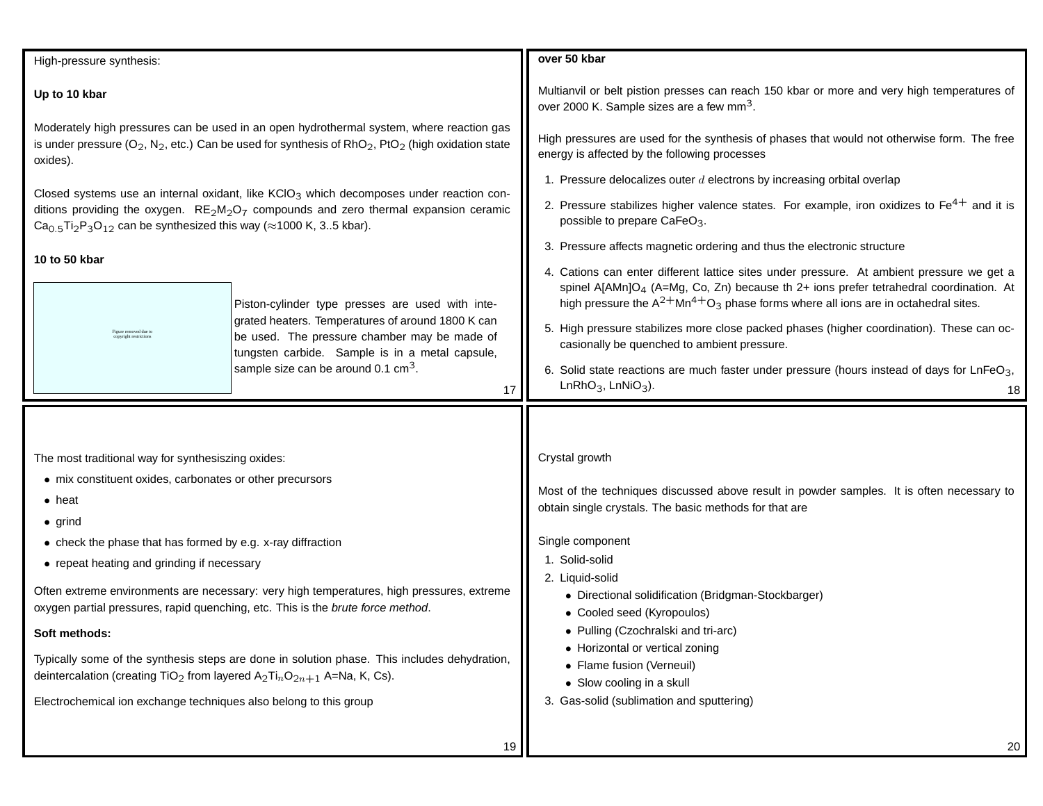High-pressure synthesis:

**Up to 10 kbar**

Moderately high pressures can be used in an open hydrothermal system, where reaction gas is under pressure ($O_2$, $N_2$, etc.) Can be used for synthesis of $RhO_2$, $PtO_2$ (high oxidation state oxides).

Closed systems use an internal oxidant, like $KClO_3$ which decomposes under reaction conditions providing the oxygen. $RE_2M_2O_7$ compounds and zero thermal expansion ceramic $Ca_{0.5}Ti_2P_3O_{12}$ can be synthesized this way (≈1000 K, 3..5 kbar).

**10 to 50 kbar**

Figure removed due to copyright restrictions

Piston-cylinder type presses are used with integrated heaters. Temperatures of around 1800 K can be used. The pressure chamber may be made of tungsten carbide. Sample is in a metal capsule, sample size can be around 0.1 $cm^3$.

**over 50 kbar**

Multianvil or belt pistion presses can reach 150 kbar or more and very high temperatures of over 2000 K. Sample sizes are a few $mm^3$.

High pressures are used for the synthesis of phases that would not otherwise form. The free energy is affected by the following processes

1. Pressure delocalizes outer $d$ electrons by increasing orbital overlap
2. Pressure stabilizes higher valence states. For example, iron oxidizes to $Fe^{4+}$ and it is possible to prepare $CaFeO_3$.
3. Pressure affects magnetic ordering and thus the electronic structure
4. Cations can enter different lattice sites under pressure. At ambient pressure we get a spinel $A[AMn]O_4$ (A=Mg, Co, Zn) because th 2+ ions prefer tetrahedral coordination. At high pressure the $A^{2+}Mn^{4+}O_3$ phase forms where all ions are in octahedral sites.
5. High pressure stabilizes more close packed phases (higher coordination). These can occasionally be quenched to ambient pressure.
6. Solid state reactions are much faster under pressure (hours instead of days for $LnFeO_3$, $LnRhO_3$, $LnNiO_3$).

The most traditional way for synthesiszing oxides:

- mix constituent oxides, carbonates or other precursors
- heat
- grind
- check the phase that has formed by e.g. x-ray diffraction
- repeat heating and grinding if necessary

Often extreme environments are necessary: very high temperatures, high pressures, extreme oxygen partial pressures, rapid quenching, etc. This is the *brute force method*.

**Soft methods:**

Typically some of the synthesis steps are done in solution phase. This includes dehydration, deintercalation (creating $TiO_2$ from layered $A_2Ti_nO_{2n+1}$ A=Na, K, Cs).

Electrochemical ion exchange techniques also belong to this group

Crystal growth

Most of the techniques discussed above result in powder samples. It is often necessary to obtain single crystals. The basic methods for that are

Single component

1. Solid-solid
2. Liquid-solid
   - Directional solidification (Bridgman-Stockbarger)
   - Cooled seed (Kyropoulos)
   - Pulling (Czochralski and tri-arc)
   - Horizontal or vertical zoning
   - Flame fusion (Verneuil)
   - Slow cooling in a skull
3. Gas-solid (sublimation and sputtering)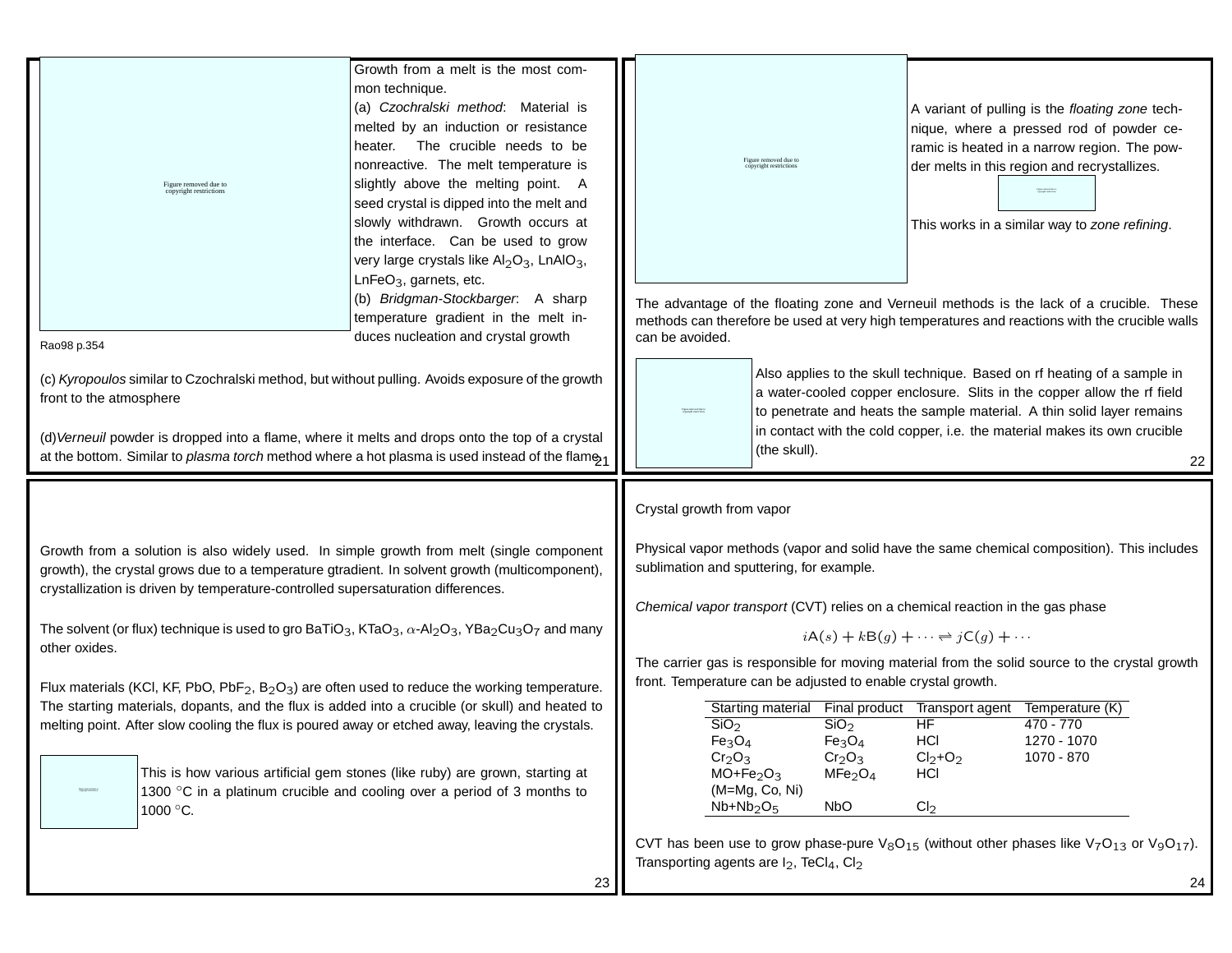Figure removed due to copyright restrictions

Growth from a melt is the most common technique.

(a) *Czochralski method*: Material is melted by an induction or resistance heater. The crucible needs to be nonreactive. The melt temperature is slightly above the melting point. A seed crystal is dipped into the melt and slowly withdrawn. Growth occurs at the interface. Can be used to grow very large crystals like $Al_2O_3$, $LnAlO_3$, $LnFeO_3$, garnets, etc.

(b) *Bridgman-Stockbarger*: A sharp temperature gradient in the melt induces nucleation and crystal growth

Rao98 p.354

(c) *Kyropoulos* similar to Czochralski method, but without pulling. Avoids exposure of the growth front to the atmosphere

(d)*Verneuil* powder is dropped into a flame, where it melts and drops onto the top of a crystal at the bottom. Similar to *plasma torch* method where a hot plasma is used instead of the flame.

Figure removed due to copyright restrictions

A variant of pulling is the *floating zone* technique, where a pressed rod of powder ceramic is heated in a narrow region. The powder melts in this region and recrystallizes.

This works in a similar way to *zone refining*.

The advantage of the floating zone and Verneuil methods is the lack of a crucible. These methods can therefore be used at very high temperatures and reactions with the crucible walls can be avoided.

Also applies to the skull technique. Based on rf heating of a sample in a water-cooled copper enclosure. Slits in the copper allow the rf field to penetrate and heats the sample material. A thin solid layer remains in contact with the cold copper, i.e. the material makes its own crucible (the skull).

Growth from a solution is also widely used. In simple growth from melt (single component growth), the crystal grows due to a temperature gtradient. In solvent growth (multicomponent), crystallization is driven by temperature-controlled supersaturation differences.

The solvent (or flux) technique is used to gro $BaTiO_3$, $KTaO_3$, $\alpha$-$Al_2O_3$, $YBa_2Cu_3O_7$ and many other oxides.

Flux materials (KCl, KF, PbO, $PbF_2$, $B_2O_3$) are often used to reduce the working temperature. The starting materials, dopants, and the flux is added into a crucible (or skull) and heated to melting point. After slow cooling the flux is poured away or etched away, leaving the crystals.

This is how various artificial gem stones (like ruby) are grown, starting at 1300 °C in a platinum crucible and cooling over a period of 3 months to 1000 °C.

Crystal growth from vapor

Physical vapor methods (vapor and solid have the same chemical composition). This includes sublimation and sputtering, for example.

*Chemical vapor transport* (CVT) relies on a chemical reaction in the gas phase

$$i\mathrm{A}(s) + k\mathrm{B}(g) + \cdots \rightleftharpoons j\mathrm{C}(g) + \cdots$$

The carrier gas is responsible for moving material from the solid source to the crystal growth front. Temperature can be adjusted to enable crystal growth.

| Starting material | Final product | Transport agent | Temperature (K) |
|---|---|---|---|
| $SiO_2$ | $SiO_2$ | HF | 470 - 770 |
| $Fe_3O_4$ | $Fe_3O_4$ | HCl | 1270 - 1070 |
| $Cr_2O_3$ | $Cr_2O_3$ | $Cl_2$+$O_2$ | 1070 - 870 |
| MO+$Fe_2O_3$ (M=Mg, Co, Ni) | $MFe_2O_4$ | HCl | |
| Nb+$Nb_2O_5$ | NbO | $Cl_2$ | |

CVT has been use to grow phase-pure $V_8O_{15}$ (without other phases like $V_7O_{13}$ or $V_9O_{17}$). Transporting agents are $I_2$, $TeCl_4$, $Cl_2$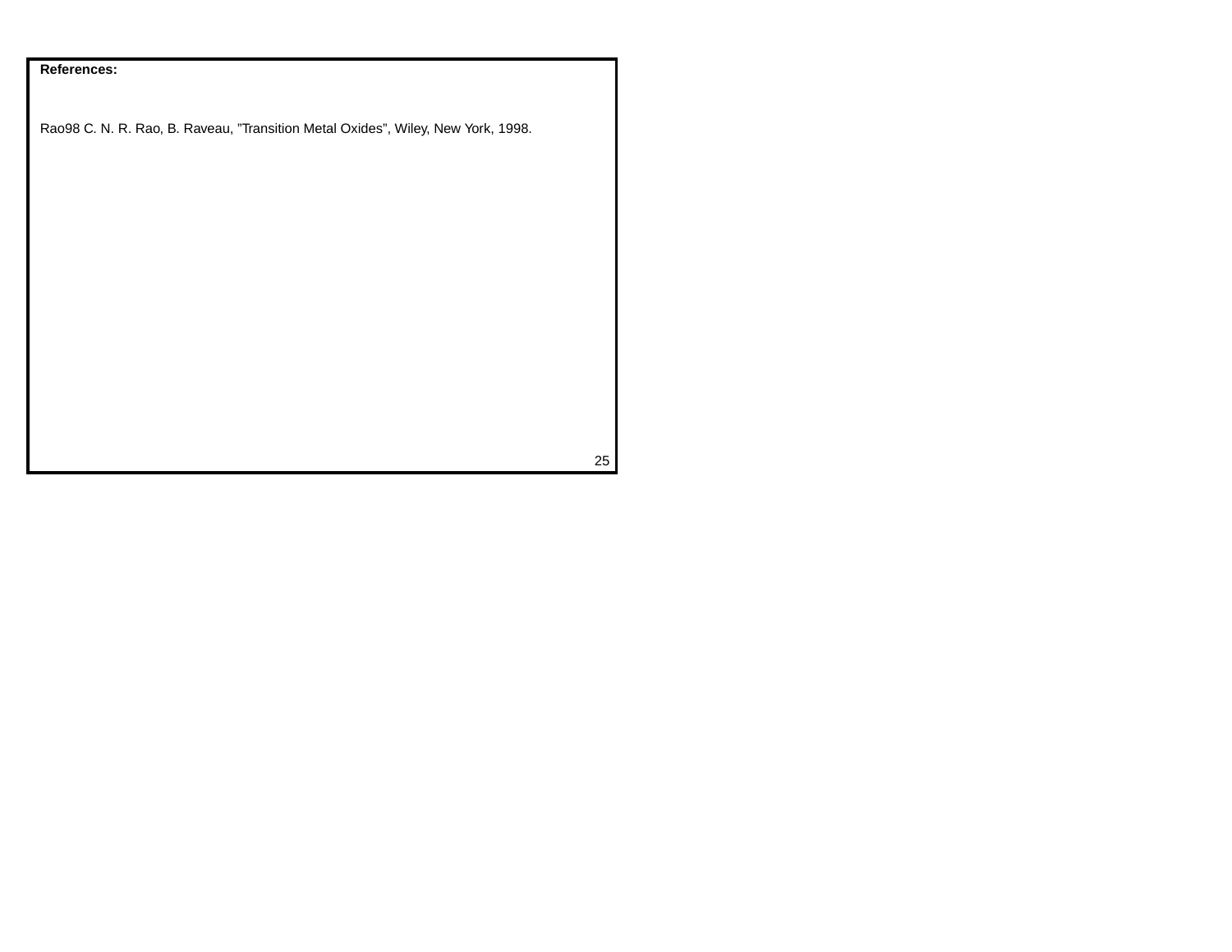**References:**

Rao98 C. N. R. Rao, B. Raveau, ”Transition Metal Oxides”, Wiley, New York, 1998.